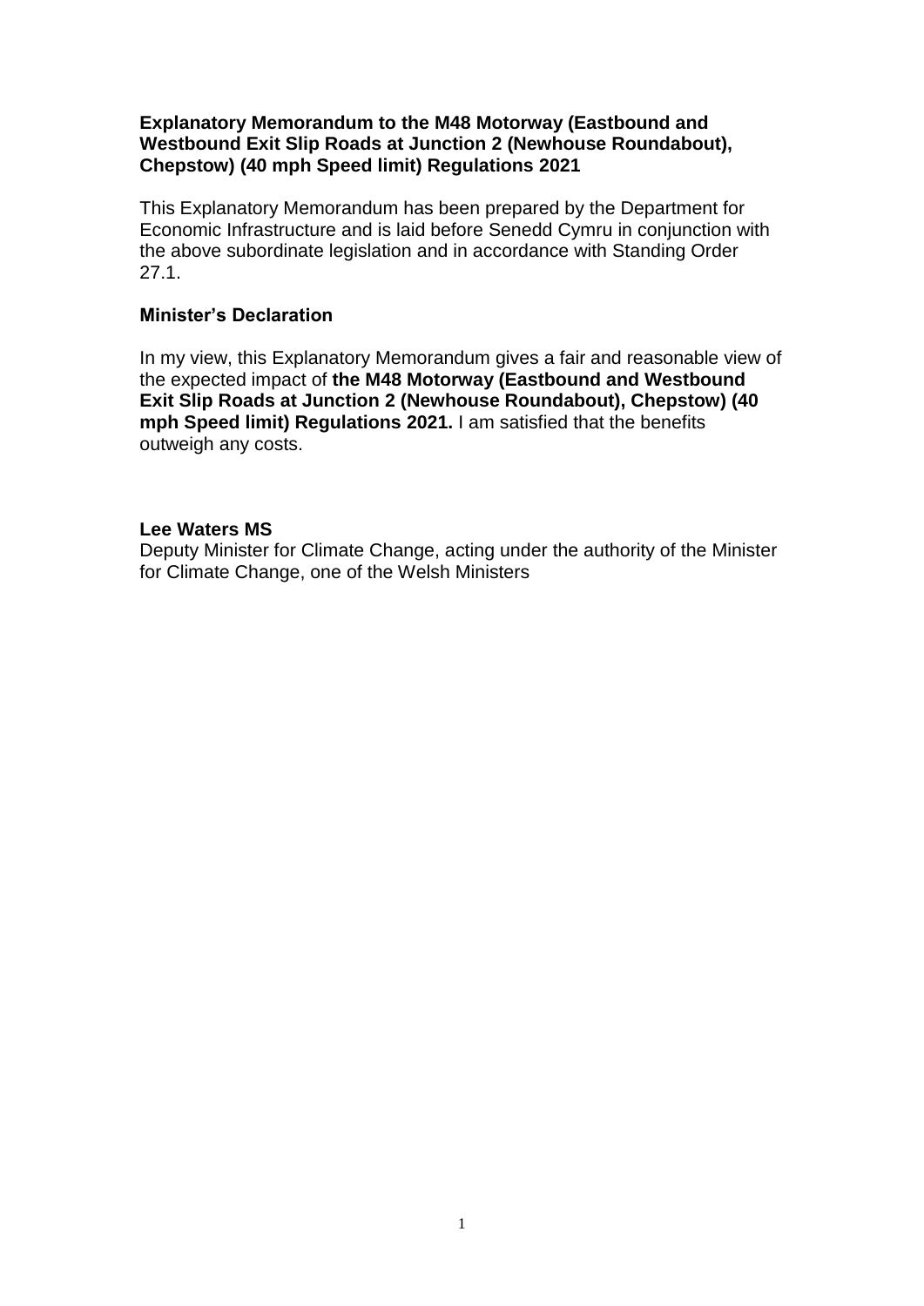**Explanatory Memorandum to the M48 Motorway (Eastbound and Westbound Exit Slip Roads at Junction 2 (Newhouse Roundabout), Chepstow) (40 mph Speed limit) Regulations 2021**

This Explanatory Memorandum has been prepared by the Department for Economic Infrastructure and is laid before Senedd Cymru in conjunction with the above subordinate legislation and in accordance with Standing Order 27.1.

**Minister's Declaration**

In my view, this Explanatory Memorandum gives a fair and reasonable view of the expected impact of **the M48 Motorway (Eastbound and Westbound Exit Slip Roads at Junction 2 (Newhouse Roundabout), Chepstow) (40 mph Speed limit) Regulations 2021.** I am satisfied that the benefits outweigh any costs.

**Lee Waters MS**
Deputy Minister for Climate Change, acting under the authority of the Minister for Climate Change, one of the Welsh Ministers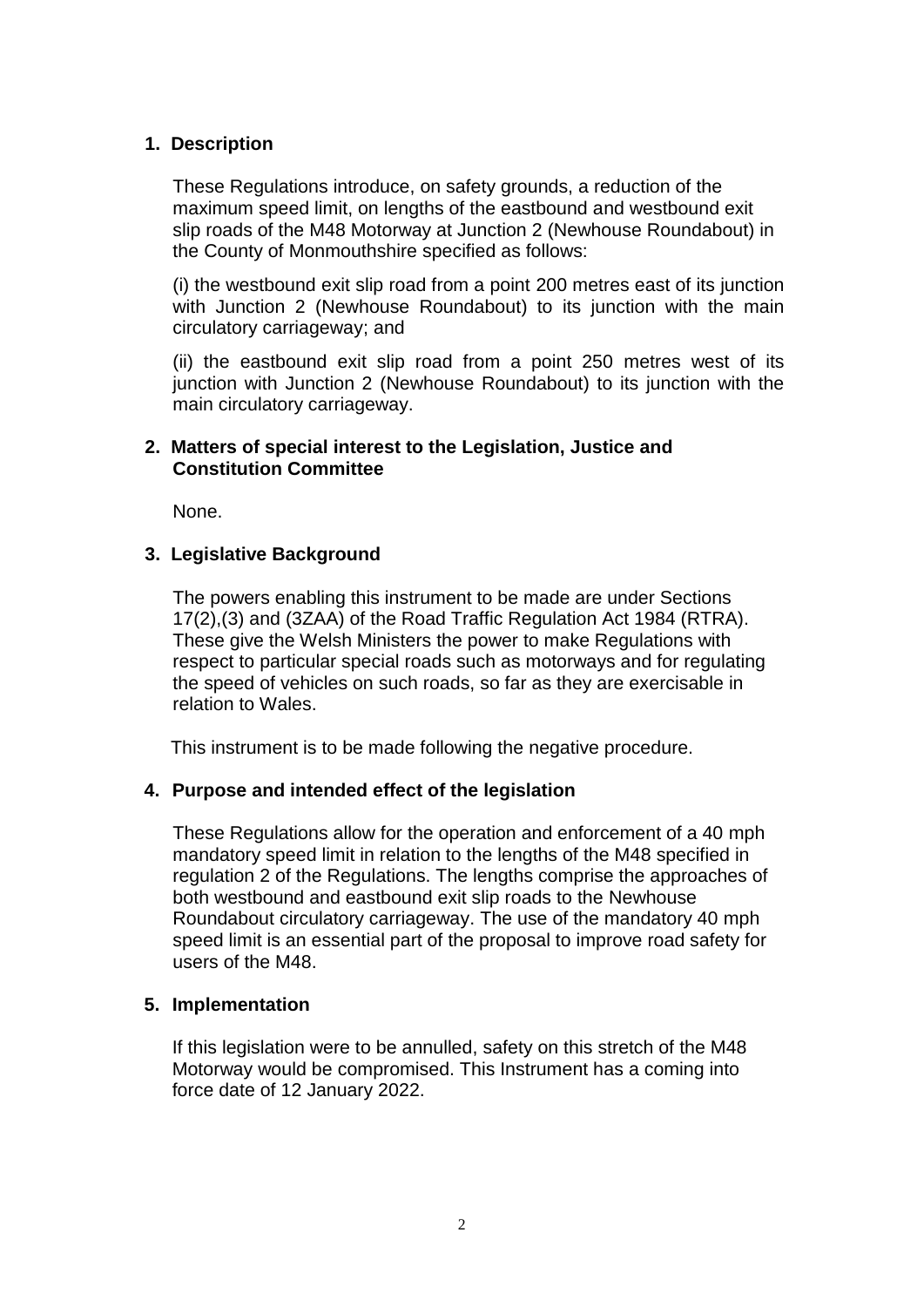## 1. Description

These Regulations introduce, on safety grounds, a reduction of the maximum speed limit, on lengths of the eastbound and westbound exit slip roads of the M48 Motorway at Junction 2 (Newhouse Roundabout) in the County of Monmouthshire specified as follows:

(i) the westbound exit slip road from a point 200 metres east of its junction with Junction 2 (Newhouse Roundabout) to its junction with the main circulatory carriageway; and

(ii) the eastbound exit slip road from a point 250 metres west of its junction with Junction 2 (Newhouse Roundabout) to its junction with the main circulatory carriageway.

## 2. Matters of special interest to the Legislation, Justice and Constitution Committee

None.

## 3. Legislative Background

The powers enabling this instrument to be made are under Sections 17(2),(3) and (3ZAA) of the Road Traffic Regulation Act 1984 (RTRA). These give the Welsh Ministers the power to make Regulations with respect to particular special roads such as motorways and for regulating the speed of vehicles on such roads, so far as they are exercisable in relation to Wales.

This instrument is to be made following the negative procedure.

## 4. Purpose and intended effect of the legislation

These Regulations allow for the operation and enforcement of a 40 mph mandatory speed limit in relation to the lengths of the M48 specified in regulation 2 of the Regulations. The lengths comprise the approaches of both westbound and eastbound exit slip roads to the Newhouse Roundabout circulatory carriageway. The use of the mandatory 40 mph speed limit is an essential part of the proposal to improve road safety for users of the M48.

## 5. Implementation

If this legislation were to be annulled, safety on this stretch of the M48 Motorway would be compromised. This Instrument has a coming into force date of 12 January 2022.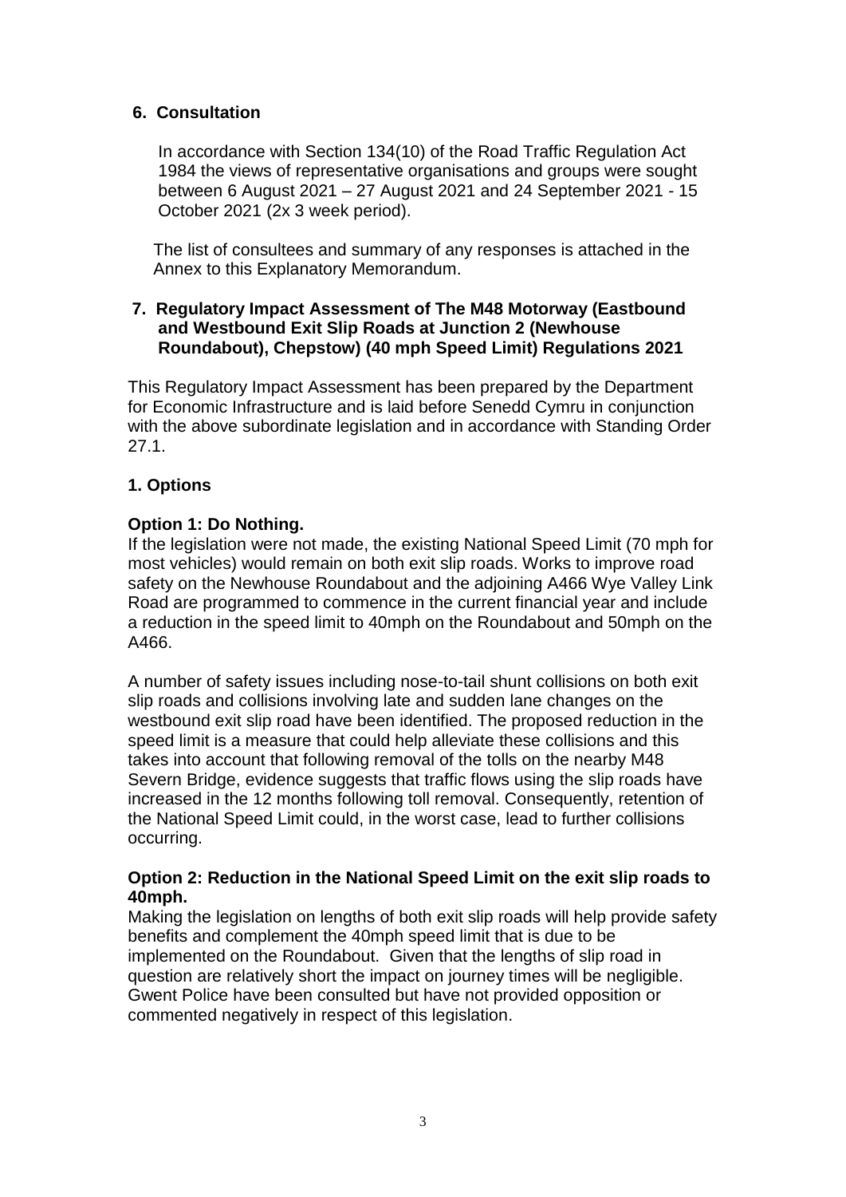## 6. Consultation

In accordance with Section 134(10) of the Road Traffic Regulation Act 1984 the views of representative organisations and groups were sought between 6 August 2021 – 27 August 2021 and 24 September 2021 - 15 October 2021 (2x 3 week period).

The list of consultees and summary of any responses is attached in the Annex to this Explanatory Memorandum.

## 7. Regulatory Impact Assessment of The M48 Motorway (Eastbound and Westbound Exit Slip Roads at Junction 2 (Newhouse Roundabout), Chepstow) (40 mph Speed Limit) Regulations 2021

This Regulatory Impact Assessment has been prepared by the Department for Economic Infrastructure and is laid before Senedd Cymru in conjunction with the above subordinate legislation and in accordance with Standing Order 27.1.

### 1. Options

**Option 1: Do Nothing.**

If the legislation were not made, the existing National Speed Limit (70 mph for most vehicles) would remain on both exit slip roads. Works to improve road safety on the Newhouse Roundabout and the adjoining A466 Wye Valley Link Road are programmed to commence in the current financial year and include a reduction in the speed limit to 40mph on the Roundabout and 50mph on the A466.

A number of safety issues including nose-to-tail shunt collisions on both exit slip roads and collisions involving late and sudden lane changes on the westbound exit slip road have been identified. The proposed reduction in the speed limit is a measure that could help alleviate these collisions and this takes into account that following removal of the tolls on the nearby M48 Severn Bridge, evidence suggests that traffic flows using the slip roads have increased in the 12 months following toll removal. Consequently, retention of the National Speed Limit could, in the worst case, lead to further collisions occurring.

**Option 2: Reduction in the National Speed Limit on the exit slip roads to 40mph.**

Making the legislation on lengths of both exit slip roads will help provide safety benefits and complement the 40mph speed limit that is due to be implemented on the Roundabout. Given that the lengths of slip road in question are relatively short the impact on journey times will be negligible. Gwent Police have been consulted but have not provided opposition or commented negatively in respect of this legislation.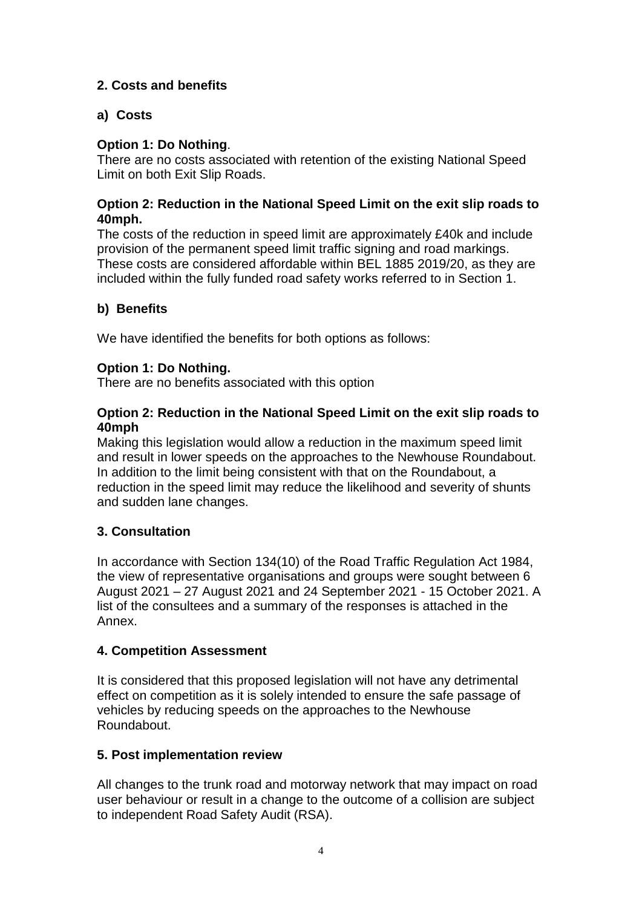## 2. Costs and benefits

### a) Costs

**Option 1: Do Nothing**.
There are no costs associated with retention of the existing National Speed Limit on both Exit Slip Roads.

**Option 2: Reduction in the National Speed Limit on the exit slip roads to 40mph.**
The costs of the reduction in speed limit are approximately £40k and include provision of the permanent speed limit traffic signing and road markings. These costs are considered affordable within BEL 1885 2019/20, as they are included within the fully funded road safety works referred to in Section 1.

### b) Benefits

We have identified the benefits for both options as follows:

**Option 1: Do Nothing.**
There are no benefits associated with this option

**Option 2: Reduction in the National Speed Limit on the exit slip roads to 40mph**
Making this legislation would allow a reduction in the maximum speed limit and result in lower speeds on the approaches to the Newhouse Roundabout. In addition to the limit being consistent with that on the Roundabout, a reduction in the speed limit may reduce the likelihood and severity of shunts and sudden lane changes.

## 3. Consultation

In accordance with Section 134(10) of the Road Traffic Regulation Act 1984, the view of representative organisations and groups were sought between 6 August 2021 – 27 August 2021 and 24 September 2021 - 15 October 2021. A list of the consultees and a summary of the responses is attached in the Annex.

## 4. Competition Assessment

It is considered that this proposed legislation will not have any detrimental effect on competition as it is solely intended to ensure the safe passage of vehicles by reducing speeds on the approaches to the Newhouse Roundabout.

## 5. Post implementation review

All changes to the trunk road and motorway network that may impact on road user behaviour or result in a change to the outcome of a collision are subject to independent Road Safety Audit (RSA).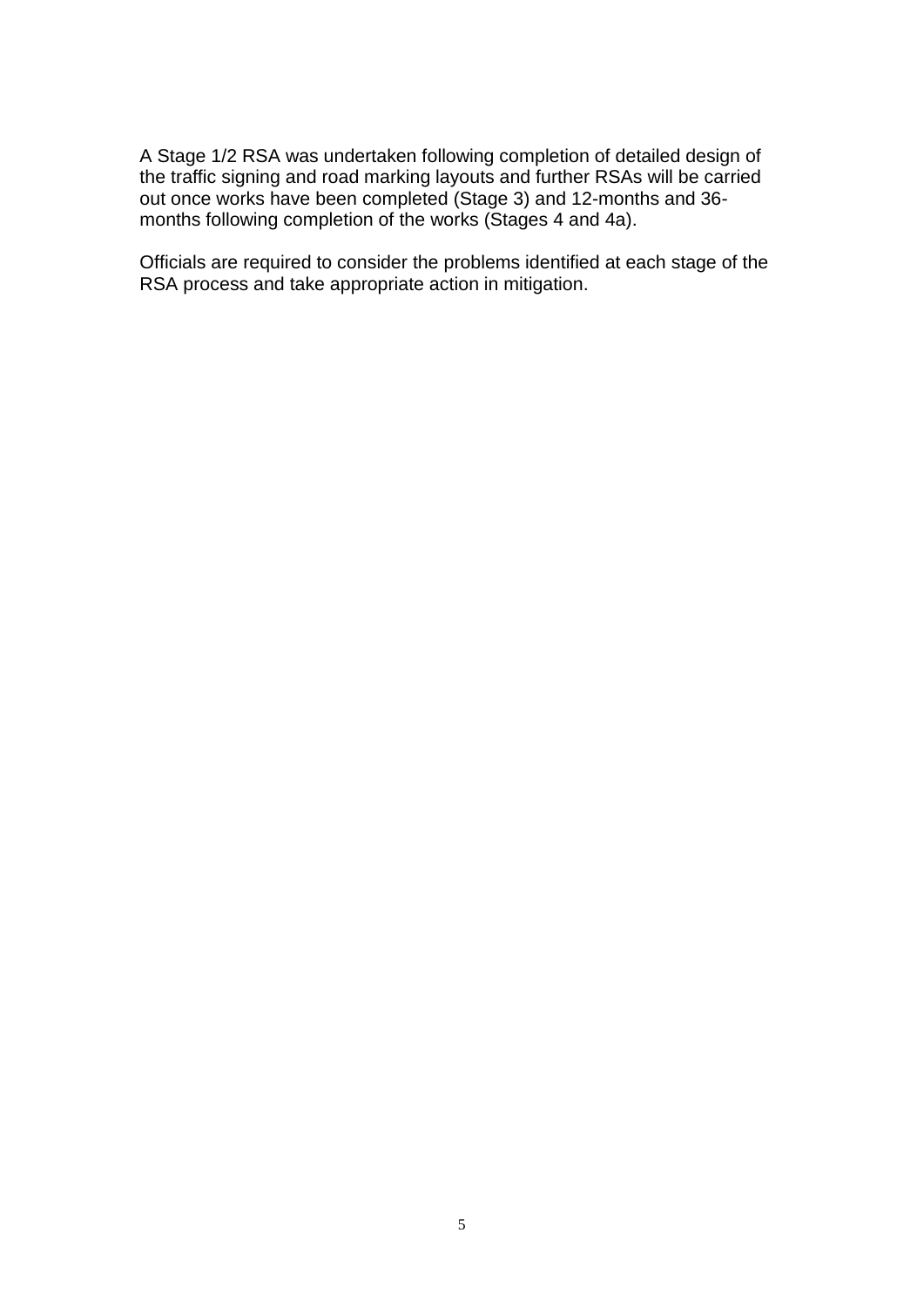A Stage 1/2 RSA was undertaken following completion of detailed design of the traffic signing and road marking layouts and further RSAs will be carried out once works have been completed (Stage 3) and 12-months and 36-months following completion of the works (Stages 4 and 4a).

Officials are required to consider the problems identified at each stage of the RSA process and take appropriate action in mitigation.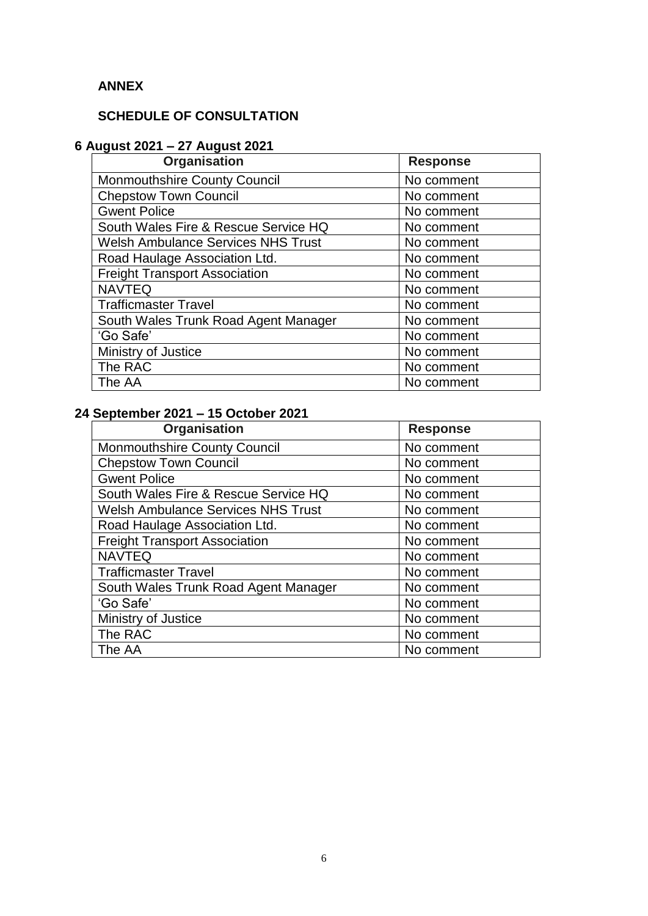**ANNEX**

**SCHEDULE OF CONSULTATION**

**6 August 2021 – 27 August 2021**

| Organisation | Response |
|---|---|
| Monmouthshire County Council | No comment |
| Chepstow Town Council | No comment |
| Gwent Police | No comment |
| South Wales Fire & Rescue Service HQ | No comment |
| Welsh Ambulance Services NHS Trust | No comment |
| Road Haulage Association Ltd. | No comment |
| Freight Transport Association | No comment |
| NAVTEQ | No comment |
| Trafficmaster Travel | No comment |
| South Wales Trunk Road Agent Manager | No comment |
| 'Go Safe' | No comment |
| Ministry of Justice | No comment |
| The RAC | No comment |
| The AA | No comment |

**24 September 2021 – 15 October 2021**

| Organisation | Response |
|---|---|
| Monmouthshire County Council | No comment |
| Chepstow Town Council | No comment |
| Gwent Police | No comment |
| South Wales Fire & Rescue Service HQ | No comment |
| Welsh Ambulance Services NHS Trust | No comment |
| Road Haulage Association Ltd. | No comment |
| Freight Transport Association | No comment |
| NAVTEQ | No comment |
| Trafficmaster Travel | No comment |
| South Wales Trunk Road Agent Manager | No comment |
| 'Go Safe' | No comment |
| Ministry of Justice | No comment |
| The RAC | No comment |
| The AA | No comment |